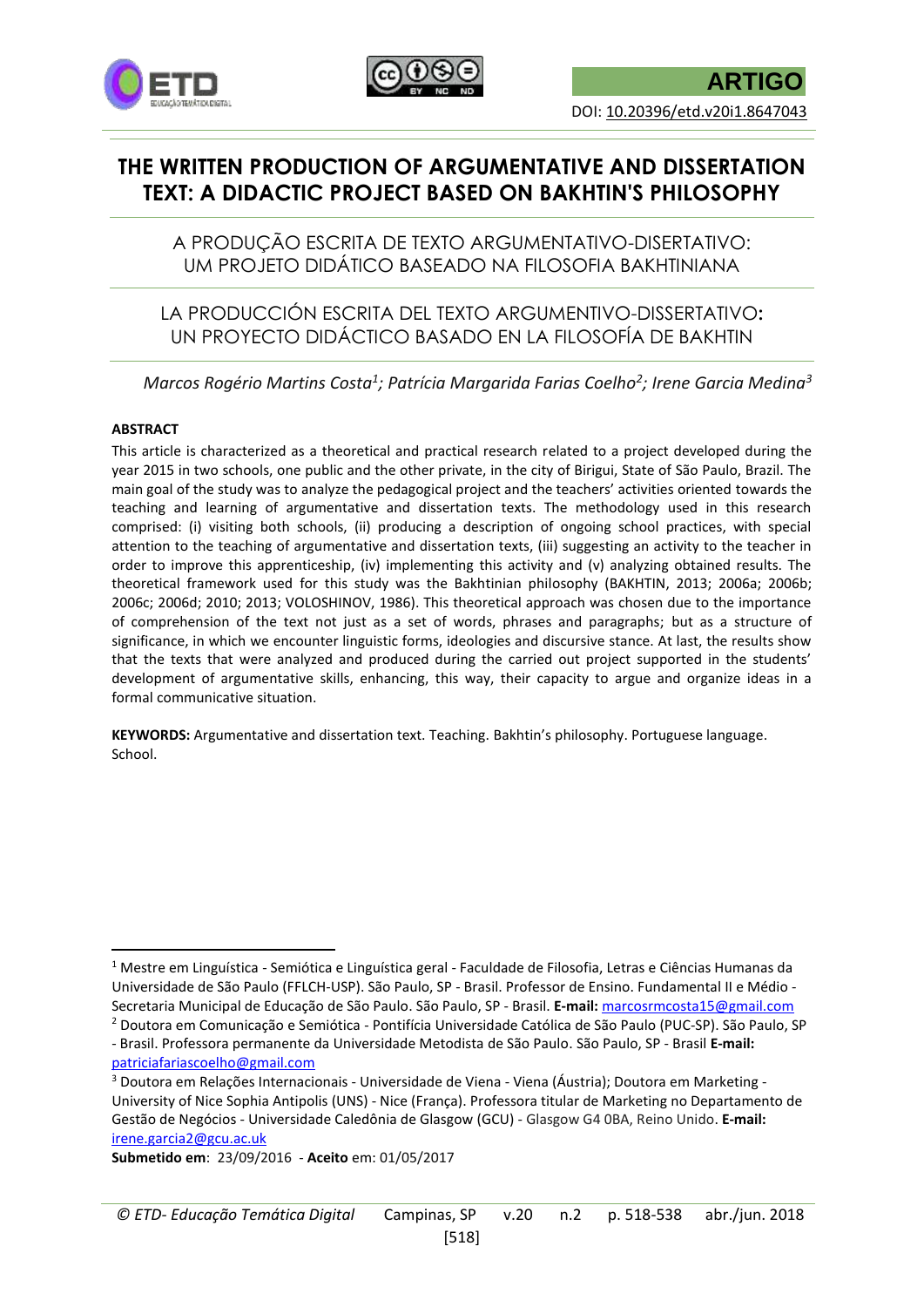ARTIGO

DOI: 10.20396/etd.v20i1.8647043

# THE WRITTEN PRODUCTION OF ARGUMENTATIVE AND DISSERTATION TEXT: A DIDACTIC PROJECT BASED ON BAKHTIN'S PHILOSOPHY

## A PRODUÇÃO ESCRITA DE TEXTO ARGUMENTATIVO-DISERTATIVO: UM PROJETO DIDÁTICO BASEADO NA FILOSOFIA BAKHTINIANA

## LA PRODUCCIÓN ESCRITA DEL TEXTO ARGUMENTIVO-DISSERTATIVO: UN PROYECTO DIDÁCTICO BASADO EN LA FILOSOFÍA DE BAKHTIN

*Marcos Rogério Martins Costa[1]; Patrícia Margarida Farias Coelho[2]; Irene Garcia Medina[3]*

**ABSTRACT**

This article is characterized as a theoretical and practical research related to a project developed during the year 2015 in two schools, one public and the other private, in the city of Birigui, State of São Paulo, Brazil. The main goal of the study was to analyze the pedagogical project and the teachers' activities oriented towards the teaching and learning of argumentative and dissertation texts. The methodology used in this research comprised: (i) visiting both schools, (ii) producing a description of ongoing school practices, with special attention to the teaching of argumentative and dissertation texts, (iii) suggesting an activity to the teacher in order to improve this apprenticeship, (iv) implementing this activity and (v) analyzing obtained results. The theoretical framework used for this study was the Bakhtinian philosophy (BAKHTIN, 2013; 2006a; 2006b; 2006c; 2006d; 2010; 2013; VOLOSHINOV, 1986). This theoretical approach was chosen due to the importance of comprehension of the text not just as a set of words, phrases and paragraphs; but as a structure of significance, in which we encounter linguistic forms, ideologies and discursive stance. At last, the results show that the texts that were analyzed and produced during the carried out project supported in the students' development of argumentative skills, enhancing, this way, their capacity to argue and organize ideas in a formal communicative situation.

**KEYWORDS:** Argumentative and dissertation text. Teaching. Bakhtin's philosophy. Portuguese language. School.

---

[1] Mestre em Linguística - Semiótica e Linguística geral - Faculdade de Filosofia, Letras e Ciências Humanas da Universidade de São Paulo (FFLCH-USP). São Paulo, SP - Brasil. Professor de Ensino. Fundamental II e Médio - Secretaria Municipal de Educação de São Paulo. São Paulo, SP - Brasil. **E-mail:** marcosrmcosta15@gmail.com

[2] Doutora em Comunicação e Semiótica - Pontifícia Universidade Católica de São Paulo (PUC-SP). São Paulo, SP - Brasil. Professora permanente da Universidade Metodista de São Paulo. São Paulo, SP - Brasil **E-mail:** patriciafariascoelho@gmail.com

[3] Doutora em Relações Internacionais - Universidade de Viena - Viena (Áustria); Doutora em Marketing - University of Nice Sophia Antipolis (UNS) - Nice (França). Professora titular de Marketing no Departamento de Gestão de Negócios - Universidade Caledônia de Glasgow (GCU) - Glasgow G4 0BA, Reino Unido. **E-mail:** irene.garcia2@gcu.ac.uk

**Submetido em**: 23/09/2016 - **Aceito** em: 01/05/2017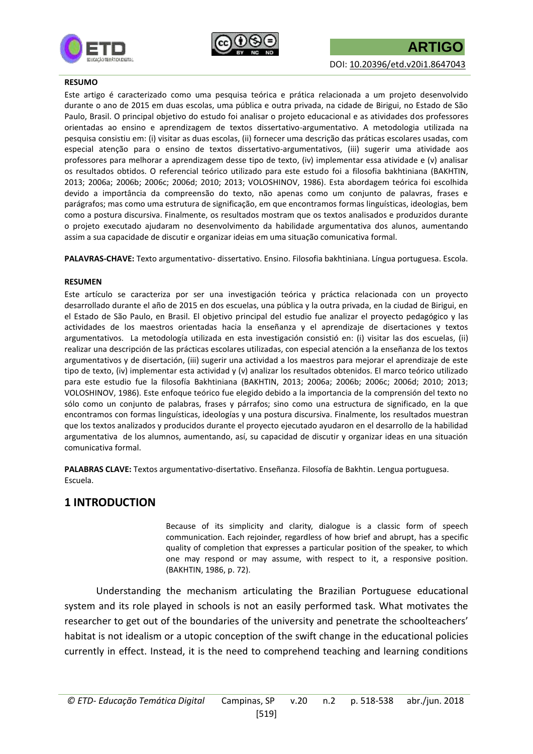**RESUMO**

Este artigo é caracterizado como uma pesquisa teórica e prática relacionada a um projeto desenvolvido durante o ano de 2015 em duas escolas, uma pública e outra privada, na cidade de Birigui, no Estado de São Paulo, Brasil. O principal objetivo do estudo foi analisar o projeto educacional e as atividades dos professores orientadas ao ensino e aprendizagem de textos dissertativo-argumentativo. A metodologia utilizada na pesquisa consistiu em: (i) visitar as duas escolas, (ii) fornecer uma descrição das práticas escolares usadas, com especial atenção para o ensino de textos dissertativo-argumentativos, (iii) sugerir uma atividade aos professores para melhorar a aprendizagem desse tipo de texto, (iv) implementar essa atividade e (v) analisar os resultados obtidos. O referencial teórico utilizado para este estudo foi a filosofia bakhtiniana (BAKHTIN, 2013; 2006a; 2006b; 2006c; 2006d; 2010; 2013; VOLOSHINOV, 1986). Esta abordagem teórica foi escolhida devido a importância da compreensão do texto, não apenas como um conjunto de palavras, frases e parágrafos; mas como uma estrutura de significação, em que encontramos formas linguísticas, ideologias, bem como a postura discursiva. Finalmente, os resultados mostram que os textos analisados e produzidos durante o projeto executado ajudaram no desenvolvimento da habilidade argumentativa dos alunos, aumentando assim a sua capacidade de discutir e organizar ideias em uma situação comunicativa formal.

**PALAVRAS-CHAVE:** Texto argumentativo- dissertativo. Ensino. Filosofia bakhtiniana. Língua portuguesa. Escola.

**RESUMEN**

Este artículo se caracteriza por ser una investigación teórica y práctica relacionada con un proyecto desarrollado durante el año de 2015 en dos escuelas, una pública y la otra privada, en la ciudad de Birigui, en el Estado de São Paulo, en Brasil. El objetivo principal del estudio fue analizar el proyecto pedagógico y las actividades de los maestros orientadas hacia la enseñanza y el aprendizaje de disertaciones y textos argumentativos. La metodología utilizada en esta investigación consistió en: (i) visitar las dos escuelas, (ii) realizar una descripción de las prácticas escolares utilizadas, con especial atención a la enseñanza de los textos argumentativos y de disertación, (iii) sugerir una actividad a los maestros para mejorar el aprendizaje de este tipo de texto, (iv) implementar esta actividad y (v) analizar los resultados obtenidos. El marco teórico utilizado para este estudio fue la filosofía Bakhtiniana (BAKHTIN, 2013; 2006a; 2006b; 2006c; 2006d; 2010; 2013; VOLOSHINOV, 1986). Este enfoque teórico fue elegido debido a la importancia de la comprensión del texto no sólo como un conjunto de palabras, frases y párrafos; sino como una estructura de significado, en la que encontramos con formas linguísticas, ideologías y una postura discursiva. Finalmente, los resultados muestran que los textos analizados y producidos durante el proyecto ejecutado ayudaron en el desarrollo de la habilidad argumentativa de los alumnos, aumentando, así, su capacidad de discutir y organizar ideas en una situación comunicativa formal.

**PALABRAS CLAVE:** Textos argumentativo-disertativo. Enseñanza. Filosofía de Bakhtin. Lengua portuguesa. Escuela.

## 1 INTRODUCTION

> Because of its simplicity and clarity, dialogue is a classic form of speech communication. Each rejoinder, regardless of how brief and abrupt, has a specific quality of completion that expresses a particular position of the speaker, to which one may respond or may assume, with respect to it, a responsive position. (BAKHTIN, 1986, p. 72).

Understanding the mechanism articulating the Brazilian Portuguese educational system and its role played in schools is not an easily performed task. What motivates the researcher to get out of the boundaries of the university and penetrate the schoolteachers' habitat is not idealism or a utopic conception of the swift change in the educational policies currently in effect. Instead, it is the need to comprehend teaching and learning conditions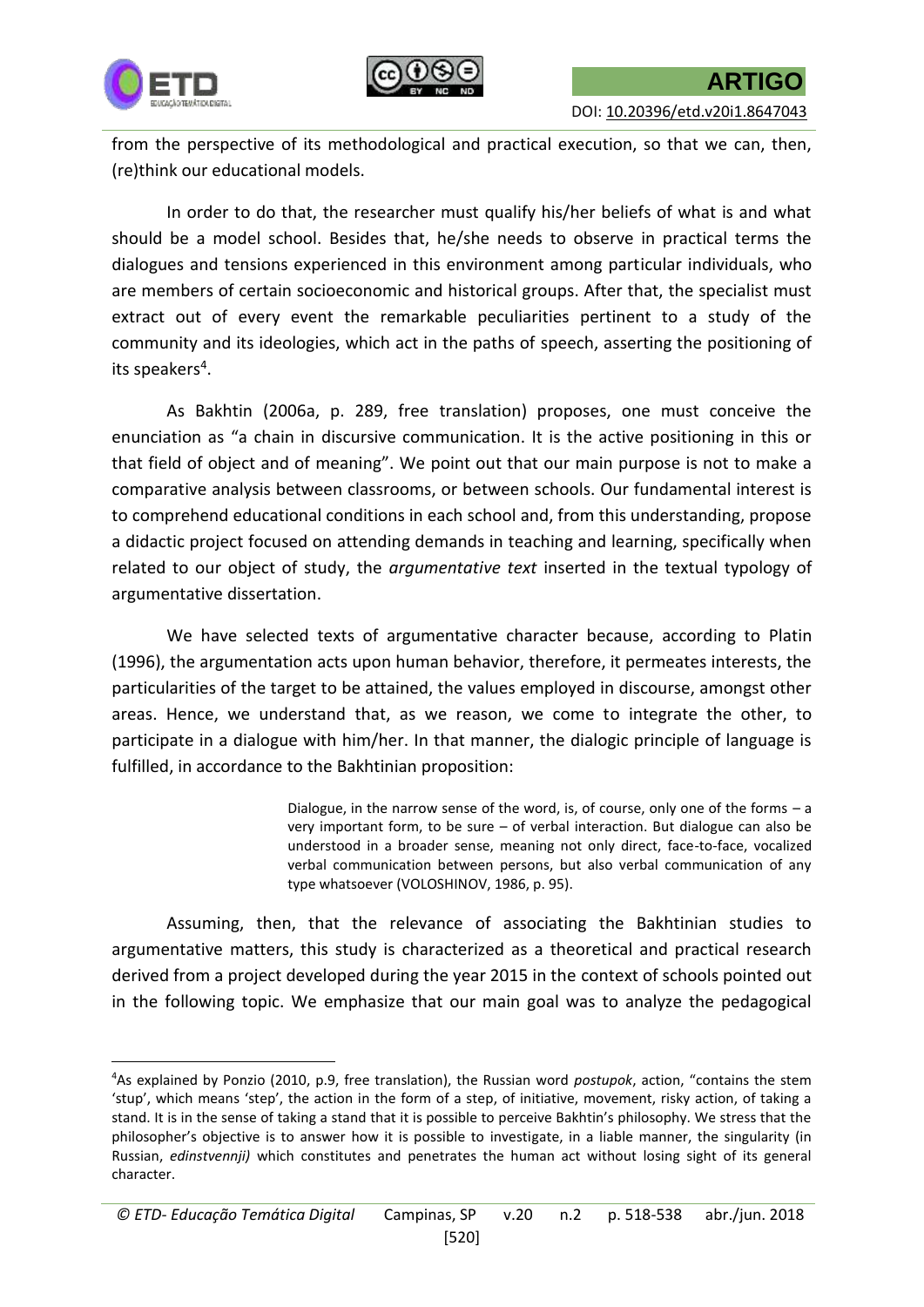from the perspective of its methodological and practical execution, so that we can, then, (re)think our educational models.

In order to do that, the researcher must qualify his/her beliefs of what is and what should be a model school. Besides that, he/she needs to observe in practical terms the dialogues and tensions experienced in this environment among particular individuals, who are members of certain socioeconomic and historical groups. After that, the specialist must extract out of every event the remarkable peculiarities pertinent to a study of the community and its ideologies, which act in the paths of speech, asserting the positioning of its speakers[4].

As Bakhtin (2006a, p. 289, free translation) proposes, one must conceive the enunciation as "a chain in discursive communication. It is the active positioning in this or that field of object and of meaning". We point out that our main purpose is not to make a comparative analysis between classrooms, or between schools. Our fundamental interest is to comprehend educational conditions in each school and, from this understanding, propose a didactic project focused on attending demands in teaching and learning, specifically when related to our object of study, the *argumentative text* inserted in the textual typology of argumentative dissertation.

We have selected texts of argumentative character because, according to Platin (1996), the argumentation acts upon human behavior, therefore, it permeates interests, the particularities of the target to be attained, the values employed in discourse, amongst other areas. Hence, we understand that, as we reason, we come to integrate the other, to participate in a dialogue with him/her. In that manner, the dialogic principle of language is fulfilled, in accordance to the Bakhtinian proposition:

> Dialogue, in the narrow sense of the word, is, of course, only one of the forms – a very important form, to be sure – of verbal interaction. But dialogue can also be understood in a broader sense, meaning not only direct, face-to-face, vocalized verbal communication between persons, but also verbal communication of any type whatsoever (VOLOSHINOV, 1986, p. 95).

Assuming, then, that the relevance of associating the Bakhtinian studies to argumentative matters, this study is characterized as a theoretical and practical research derived from a project developed during the year 2015 in the context of schools pointed out in the following topic. We emphasize that our main goal was to analyze the pedagogical

---

[4]As explained by Ponzio (2010, p.9, free translation), the Russian word *postupok*, action, "contains the stem 'stup', which means 'step', the action in the form of a step, of initiative, movement, risky action, of taking a stand. It is in the sense of taking a stand that it is possible to perceive Bakhtin's philosophy. We stress that the philosopher's objective is to answer how it is possible to investigate, in a liable manner, the singularity (in Russian, *edinstvennji)* which constitutes and penetrates the human act without losing sight of its general character.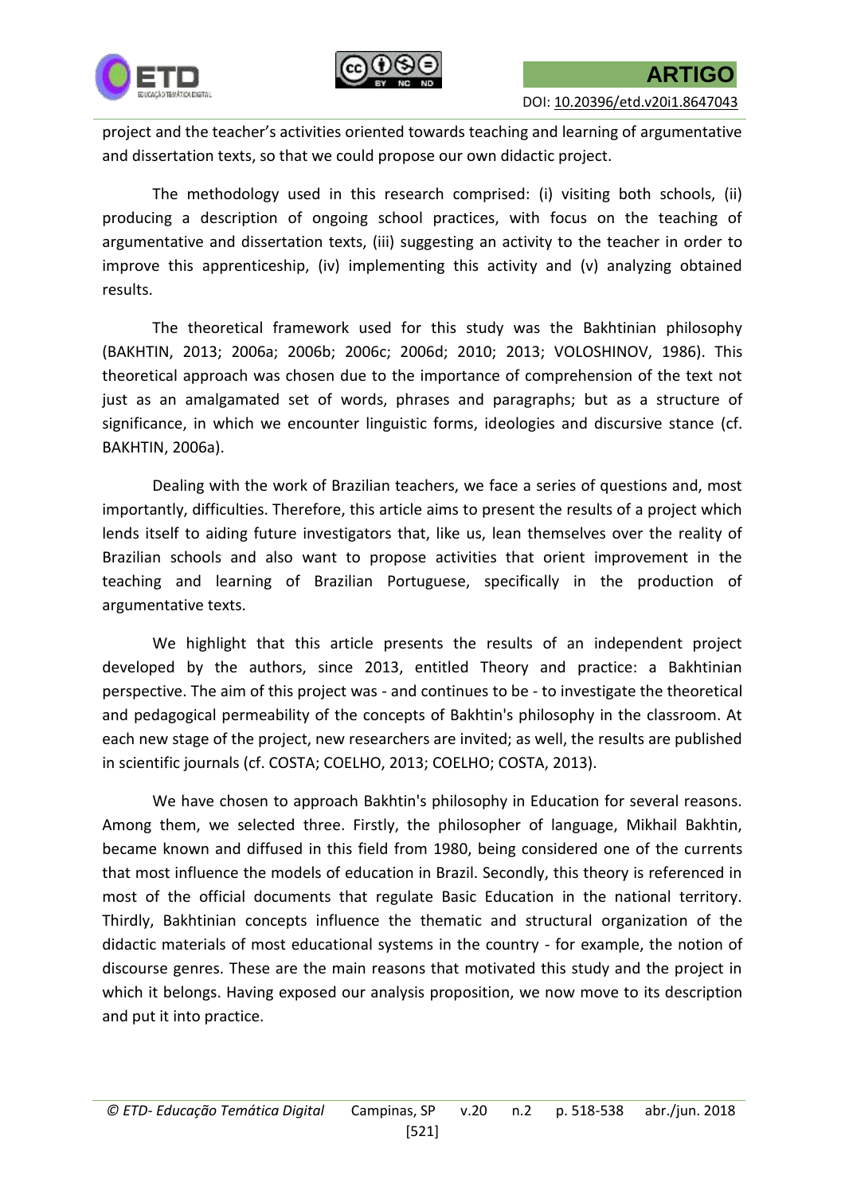project and the teacher's activities oriented towards teaching and learning of argumentative and dissertation texts, so that we could propose our own didactic project.

The methodology used in this research comprised: (i) visiting both schools, (ii) producing a description of ongoing school practices, with focus on the teaching of argumentative and dissertation texts, (iii) suggesting an activity to the teacher in order to improve this apprenticeship, (iv) implementing this activity and (v) analyzing obtained results.

The theoretical framework used for this study was the Bakhtinian philosophy (BAKHTIN, 2013; 2006a; 2006b; 2006c; 2006d; 2010; 2013; VOLOSHINOV, 1986). This theoretical approach was chosen due to the importance of comprehension of the text not just as an amalgamated set of words, phrases and paragraphs; but as a structure of significance, in which we encounter linguistic forms, ideologies and discursive stance (cf. BAKHTIN, 2006a).

Dealing with the work of Brazilian teachers, we face a series of questions and, most importantly, difficulties. Therefore, this article aims to present the results of a project which lends itself to aiding future investigators that, like us, lean themselves over the reality of Brazilian schools and also want to propose activities that orient improvement in the teaching and learning of Brazilian Portuguese, specifically in the production of argumentative texts.

We highlight that this article presents the results of an independent project developed by the authors, since 2013, entitled Theory and practice: a Bakhtinian perspective. The aim of this project was - and continues to be - to investigate the theoretical and pedagogical permeability of the concepts of Bakhtin's philosophy in the classroom. At each new stage of the project, new researchers are invited; as well, the results are published in scientific journals (cf. COSTA; COELHO, 2013; COELHO; COSTA, 2013).

We have chosen to approach Bakhtin's philosophy in Education for several reasons. Among them, we selected three. Firstly, the philosopher of language, Mikhail Bakhtin, became known and diffused in this field from 1980, being considered one of the currents that most influence the models of education in Brazil. Secondly, this theory is referenced in most of the official documents that regulate Basic Education in the national territory. Thirdly, Bakhtinian concepts influence the thematic and structural organization of the didactic materials of most educational systems in the country - for example, the notion of discourse genres. These are the main reasons that motivated this study and the project in which it belongs. Having exposed our analysis proposition, we now move to its description and put it into practice.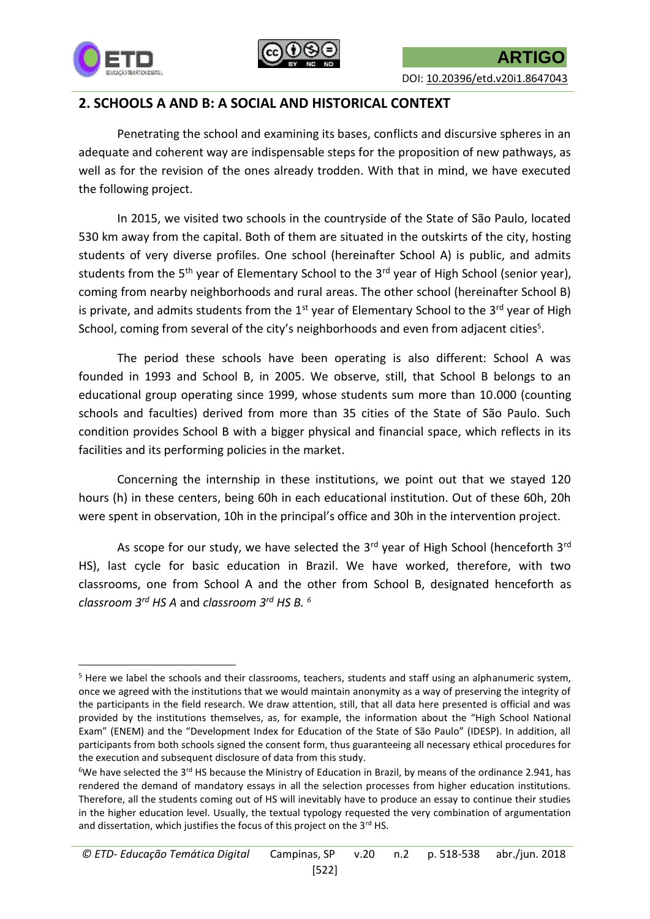## 2. SCHOOLS A AND B: A SOCIAL AND HISTORICAL CONTEXT

Penetrating the school and examining its bases, conflicts and discursive spheres in an adequate and coherent way are indispensable steps for the proposition of new pathways, as well as for the revision of the ones already trodden. With that in mind, we have executed the following project.

In 2015, we visited two schools in the countryside of the State of São Paulo, located 530 km away from the capital. Both of them are situated in the outskirts of the city, hosting students of very diverse profiles. One school (hereinafter School A) is public, and admits students from the 5th year of Elementary School to the 3rd year of High School (senior year), coming from nearby neighborhoods and rural areas. The other school (hereinafter School B) is private, and admits students from the 1st year of Elementary School to the 3rd year of High School, coming from several of the city's neighborhoods and even from adjacent cities[5].

The period these schools have been operating is also different: School A was founded in 1993 and School B, in 2005. We observe, still, that School B belongs to an educational group operating since 1999, whose students sum more than 10.000 (counting schools and faculties) derived from more than 35 cities of the State of São Paulo. Such condition provides School B with a bigger physical and financial space, which reflects in its facilities and its performing policies in the market.

Concerning the internship in these institutions, we point out that we stayed 120 hours (h) in these centers, being 60h in each educational institution. Out of these 60h, 20h were spent in observation, 10h in the principal's office and 30h in the intervention project.

As scope for our study, we have selected the 3rd year of High School (henceforth 3rd HS), last cycle for basic education in Brazil. We have worked, therefore, with two classrooms, one from School A and the other from School B, designated henceforth as *classroom 3rd HS A* and *classroom 3rd HS B.* [6]

---

[5] Here we label the schools and their classrooms, teachers, students and staff using an alphanumeric system, once we agreed with the institutions that we would maintain anonymity as a way of preserving the integrity of the participants in the field research. We draw attention, still, that all data here presented is official and was provided by the institutions themselves, as, for example, the information about the "High School National Exam" (ENEM) and the "Development Index for Education of the State of São Paulo" (IDESP). In addition, all participants from both schools signed the consent form, thus guaranteeing all necessary ethical procedures for the execution and subsequent disclosure of data from this study.

[6] We have selected the 3rd HS because the Ministry of Education in Brazil, by means of the ordinance 2.941, has rendered the demand of mandatory essays in all the selection processes from higher education institutions. Therefore, all the students coming out of HS will inevitably have to produce an essay to continue their studies in the higher education level. Usually, the textual typology requested the very combination of argumentation and dissertation, which justifies the focus of this project on the 3rd HS.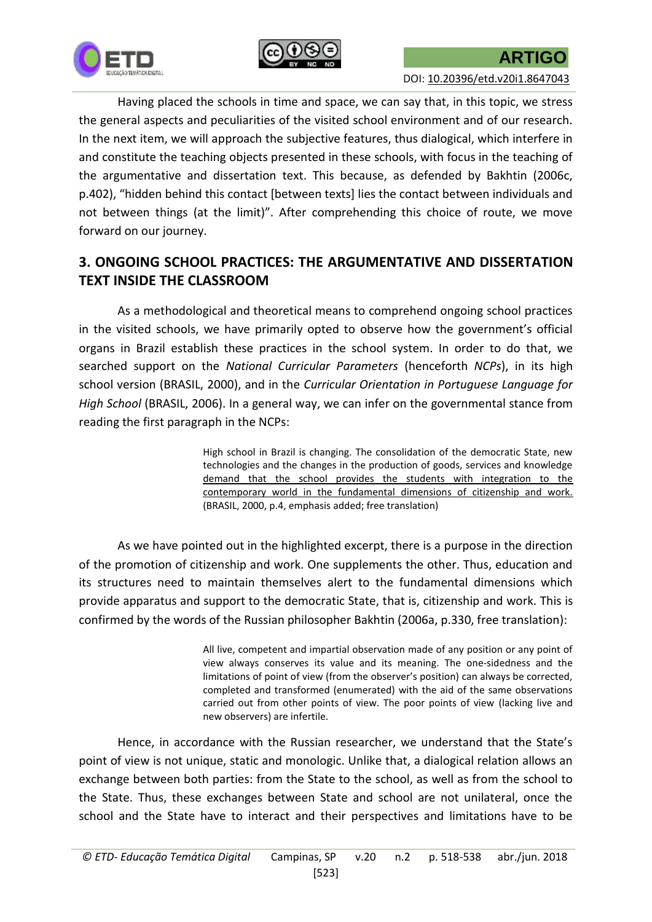Having placed the schools in time and space, we can say that, in this topic, we stress the general aspects and peculiarities of the visited school environment and of our research. In the next item, we will approach the subjective features, thus dialogical, which interfere in and constitute the teaching objects presented in these schools, with focus in the teaching of the argumentative and dissertation text. This because, as defended by Bakhtin (2006c, p.402), "hidden behind this contact [between texts] lies the contact between individuals and not between things (at the limit)". After comprehending this choice of route, we move forward on our journey.

## 3. ONGOING SCHOOL PRACTICES: THE ARGUMENTATIVE AND DISSERTATION TEXT INSIDE THE CLASSROOM

As a methodological and theoretical means to comprehend ongoing school practices in the visited schools, we have primarily opted to observe how the government's official organs in Brazil establish these practices in the school system. In order to do that, we searched support on the *National Curricular Parameters* (henceforth *NCPs*), in its high school version (BRASIL, 2000), and in the *Curricular Orientation in Portuguese Language for High School* (BRASIL, 2006). In a general way, we can infer on the governmental stance from reading the first paragraph in the NCPs:

> High school in Brazil is changing. The consolidation of the democratic State, new technologies and the changes in the production of goods, services and knowledge <u>demand that the school provides the students with integration to the contemporary world in the fundamental dimensions of citizenship and work.</u> (BRASIL, 2000, p.4, emphasis added; free translation)

As we have pointed out in the highlighted excerpt, there is a purpose in the direction of the promotion of citizenship and work. One supplements the other. Thus, education and its structures need to maintain themselves alert to the fundamental dimensions which provide apparatus and support to the democratic State, that is, citizenship and work. This is confirmed by the words of the Russian philosopher Bakhtin (2006a, p.330, free translation):

> All live, competent and impartial observation made of any position or any point of view always conserves its value and its meaning. The one-sidedness and the limitations of point of view (from the observer's position) can always be corrected, completed and transformed (enumerated) with the aid of the same observations carried out from other points of view. The poor points of view (lacking live and new observers) are infertile.

Hence, in accordance with the Russian researcher, we understand that the State's point of view is not unique, static and monologic. Unlike that, a dialogical relation allows an exchange between both parties: from the State to the school, as well as from the school to the State. Thus, these exchanges between State and school are not unilateral, once the school and the State have to interact and their perspectives and limitations have to be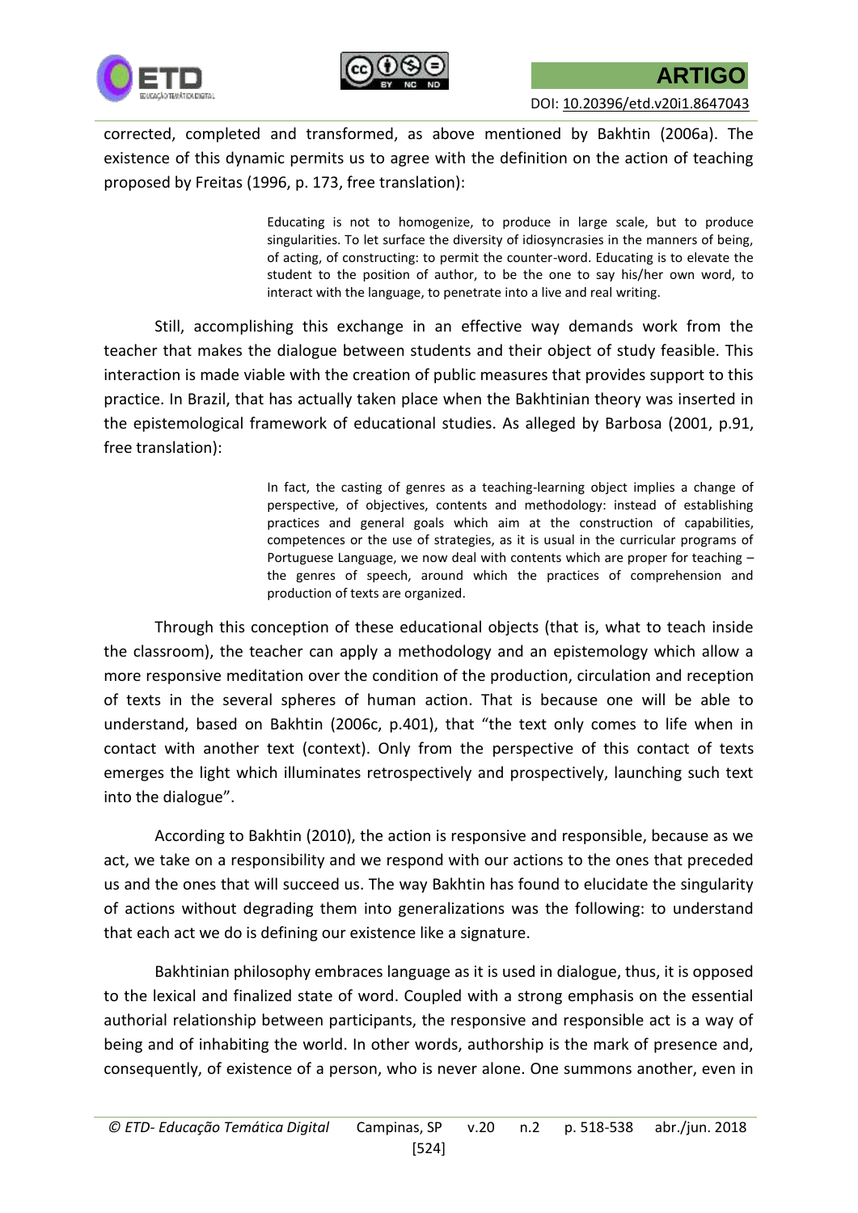corrected, completed and transformed, as above mentioned by Bakhtin (2006a). The existence of this dynamic permits us to agree with the definition on the action of teaching proposed by Freitas (1996, p. 173, free translation):

> Educating is not to homogenize, to produce in large scale, but to produce singularities. To let surface the diversity of idiosyncrasies in the manners of being, of acting, of constructing: to permit the counter-word. Educating is to elevate the student to the position of author, to be the one to say his/her own word, to interact with the language, to penetrate into a live and real writing.

Still, accomplishing this exchange in an effective way demands work from the teacher that makes the dialogue between students and their object of study feasible. This interaction is made viable with the creation of public measures that provides support to this practice. In Brazil, that has actually taken place when the Bakhtinian theory was inserted in the epistemological framework of educational studies. As alleged by Barbosa (2001, p.91, free translation):

> In fact, the casting of genres as a teaching-learning object implies a change of perspective, of objectives, contents and methodology: instead of establishing practices and general goals which aim at the construction of capabilities, competences or the use of strategies, as it is usual in the curricular programs of Portuguese Language, we now deal with contents which are proper for teaching – the genres of speech, around which the practices of comprehension and production of texts are organized.

Through this conception of these educational objects (that is, what to teach inside the classroom), the teacher can apply a methodology and an epistemology which allow a more responsive meditation over the condition of the production, circulation and reception of texts in the several spheres of human action. That is because one will be able to understand, based on Bakhtin (2006c, p.401), that "the text only comes to life when in contact with another text (context). Only from the perspective of this contact of texts emerges the light which illuminates retrospectively and prospectively, launching such text into the dialogue".

According to Bakhtin (2010), the action is responsive and responsible, because as we act, we take on a responsibility and we respond with our actions to the ones that preceded us and the ones that will succeed us. The way Bakhtin has found to elucidate the singularity of actions without degrading them into generalizations was the following: to understand that each act we do is defining our existence like a signature.

Bakhtinian philosophy embraces language as it is used in dialogue, thus, it is opposed to the lexical and finalized state of word. Coupled with a strong emphasis on the essential authorial relationship between participants, the responsive and responsible act is a way of being and of inhabiting the world. In other words, authorship is the mark of presence and, consequently, of existence of a person, who is never alone. One summons another, even in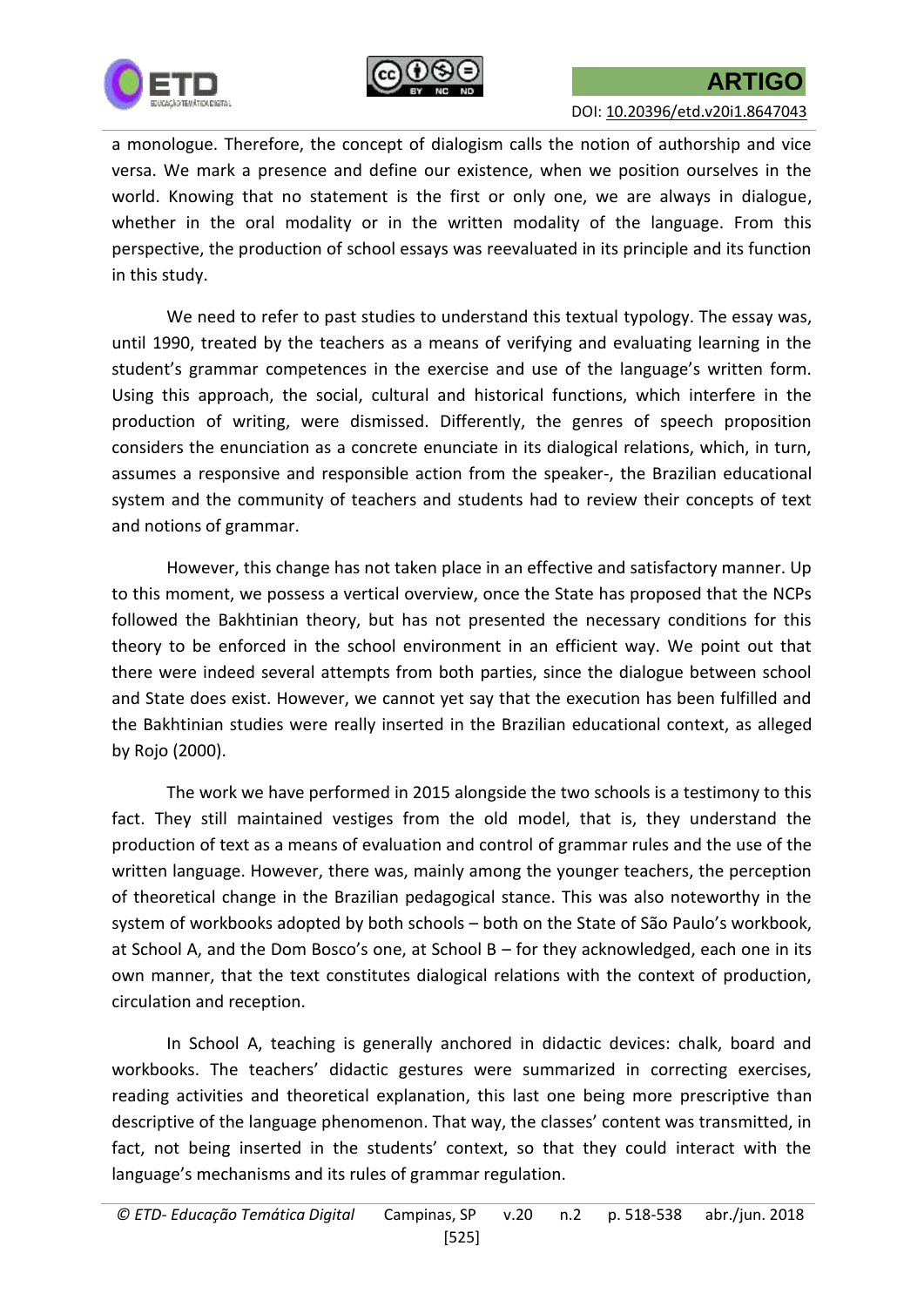a monologue. Therefore, the concept of dialogism calls the notion of authorship and vice versa. We mark a presence and define our existence, when we position ourselves in the world. Knowing that no statement is the first or only one, we are always in dialogue, whether in the oral modality or in the written modality of the language. From this perspective, the production of school essays was reevaluated in its principle and its function in this study.

We need to refer to past studies to understand this textual typology. The essay was, until 1990, treated by the teachers as a means of verifying and evaluating learning in the student's grammar competences in the exercise and use of the language's written form. Using this approach, the social, cultural and historical functions, which interfere in the production of writing, were dismissed. Differently, the genres of speech proposition considers the enunciation as a concrete enunciate in its dialogical relations, which, in turn, assumes a responsive and responsible action from the speaker-, the Brazilian educational system and the community of teachers and students had to review their concepts of text and notions of grammar.

However, this change has not taken place in an effective and satisfactory manner. Up to this moment, we possess a vertical overview, once the State has proposed that the NCPs followed the Bakhtinian theory, but has not presented the necessary conditions for this theory to be enforced in the school environment in an efficient way. We point out that there were indeed several attempts from both parties, since the dialogue between school and State does exist. However, we cannot yet say that the execution has been fulfilled and the Bakhtinian studies were really inserted in the Brazilian educational context, as alleged by Rojo (2000).

The work we have performed in 2015 alongside the two schools is a testimony to this fact. They still maintained vestiges from the old model, that is, they understand the production of text as a means of evaluation and control of grammar rules and the use of the written language. However, there was, mainly among the younger teachers, the perception of theoretical change in the Brazilian pedagogical stance. This was also noteworthy in the system of workbooks adopted by both schools – both on the State of São Paulo's workbook, at School A, and the Dom Bosco's one, at School B – for they acknowledged, each one in its own manner, that the text constitutes dialogical relations with the context of production, circulation and reception.

In School A, teaching is generally anchored in didactic devices: chalk, board and workbooks. The teachers' didactic gestures were summarized in correcting exercises, reading activities and theoretical explanation, this last one being more prescriptive than descriptive of the language phenomenon. That way, the classes' content was transmitted, in fact, not being inserted in the students' context, so that they could interact with the language's mechanisms and its rules of grammar regulation.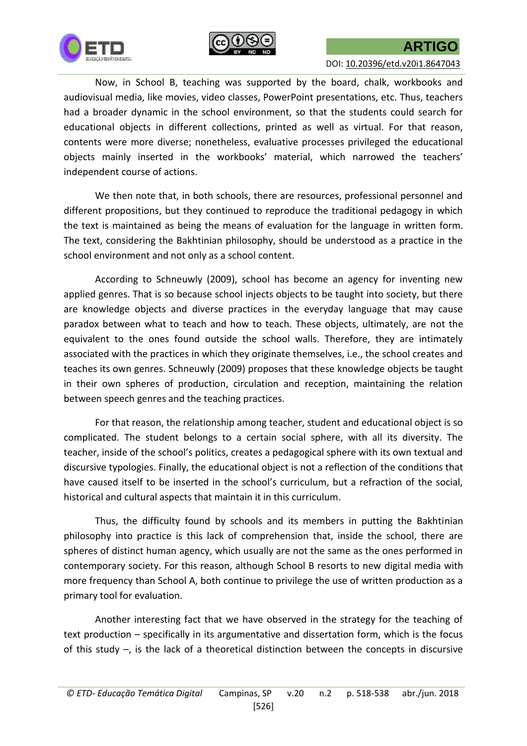Now, in School B, teaching was supported by the board, chalk, workbooks and audiovisual media, like movies, video classes, PowerPoint presentations, etc. Thus, teachers had a broader dynamic in the school environment, so that the students could search for educational objects in different collections, printed as well as virtual. For that reason, contents were more diverse; nonetheless, evaluative processes privileged the educational objects mainly inserted in the workbooks' material, which narrowed the teachers' independent course of actions.

We then note that, in both schools, there are resources, professional personnel and different propositions, but they continued to reproduce the traditional pedagogy in which the text is maintained as being the means of evaluation for the language in written form. The text, considering the Bakhtinian philosophy, should be understood as a practice in the school environment and not only as a school content.

According to Schneuwly (2009), school has become an agency for inventing new applied genres. That is so because school injects objects to be taught into society, but there are knowledge objects and diverse practices in the everyday language that may cause paradox between what to teach and how to teach. These objects, ultimately, are not the equivalent to the ones found outside the school walls. Therefore, they are intimately associated with the practices in which they originate themselves, i.e., the school creates and teaches its own genres. Schneuwly (2009) proposes that these knowledge objects be taught in their own spheres of production, circulation and reception, maintaining the relation between speech genres and the teaching practices.

For that reason, the relationship among teacher, student and educational object is so complicated. The student belongs to a certain social sphere, with all its diversity. The teacher, inside of the school's politics, creates a pedagogical sphere with its own textual and discursive typologies. Finally, the educational object is not a reflection of the conditions that have caused itself to be inserted in the school's curriculum, but a refraction of the social, historical and cultural aspects that maintain it in this curriculum.

Thus, the difficulty found by schools and its members in putting the Bakhtinian philosophy into practice is this lack of comprehension that, inside the school, there are spheres of distinct human agency, which usually are not the same as the ones performed in contemporary society. For this reason, although School B resorts to new digital media with more frequency than School A, both continue to privilege the use of written production as a primary tool for evaluation.

Another interesting fact that we have observed in the strategy for the teaching of text production – specifically in its argumentative and dissertation form, which is the focus of this study –, is the lack of a theoretical distinction between the concepts in discursive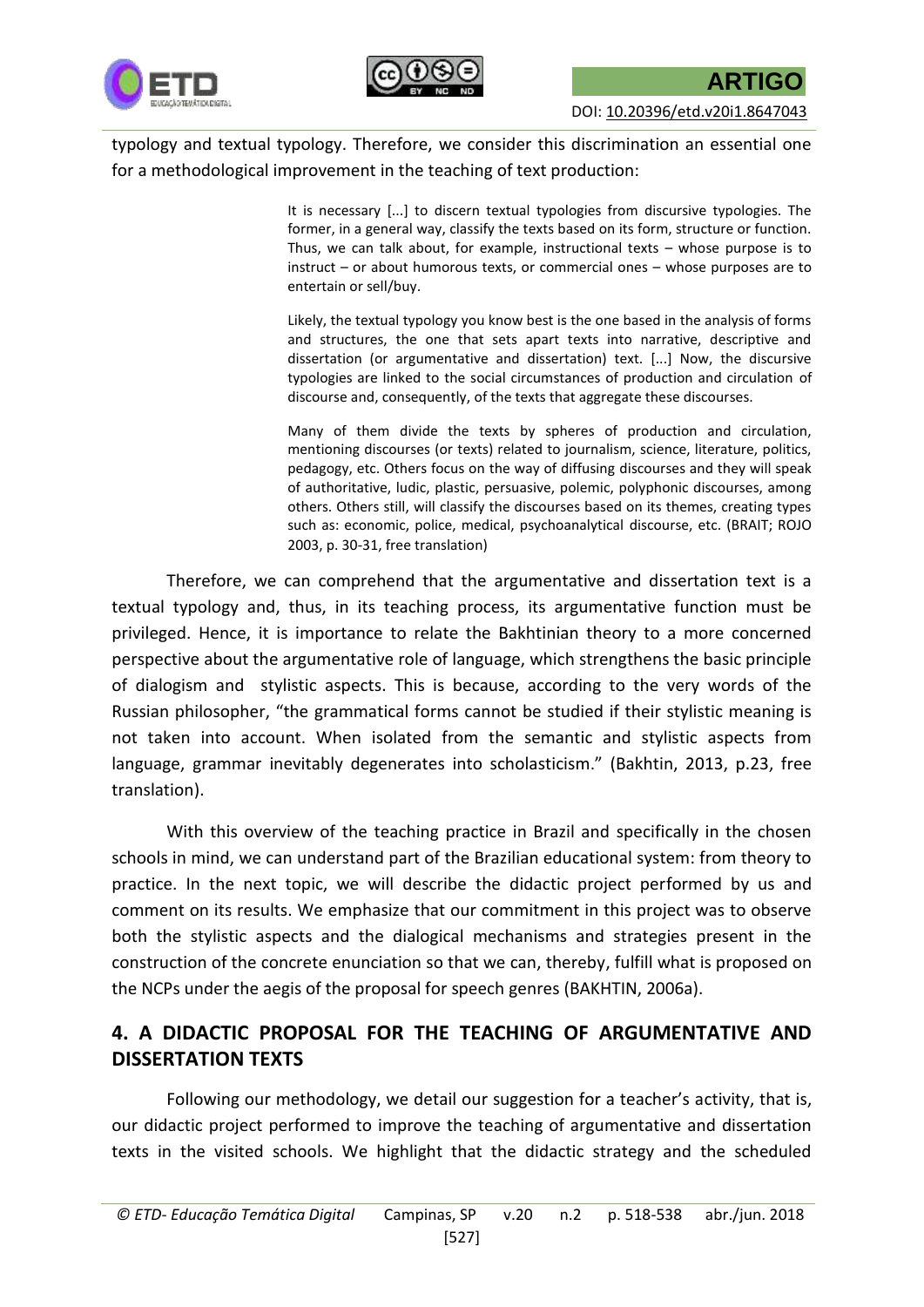typology and textual typology. Therefore, we consider this discrimination an essential one for a methodological improvement in the teaching of text production:

> It is necessary [...] to discern textual typologies from discursive typologies. The former, in a general way, classify the texts based on its form, structure or function. Thus, we can talk about, for example, instructional texts – whose purpose is to instruct – or about humorous texts, or commercial ones – whose purposes are to entertain or sell/buy.
>
> Likely, the textual typology you know best is the one based in the analysis of forms and structures, the one that sets apart texts into narrative, descriptive and dissertation (or argumentative and dissertation) text. [...] Now, the discursive typologies are linked to the social circumstances of production and circulation of discourse and, consequently, of the texts that aggregate these discourses.
>
> Many of them divide the texts by spheres of production and circulation, mentioning discourses (or texts) related to journalism, science, literature, politics, pedagogy, etc. Others focus on the way of diffusing discourses and they will speak of authoritative, ludic, plastic, persuasive, polemic, polyphonic discourses, among others. Others still, will classify the discourses based on its themes, creating types such as: economic, police, medical, psychoanalytical discourse, etc. (BRAIT; ROJO 2003, p. 30-31, free translation)

Therefore, we can comprehend that the argumentative and dissertation text is a textual typology and, thus, in its teaching process, its argumentative function must be privileged. Hence, it is importance to relate the Bakhtinian theory to a more concerned perspective about the argumentative role of language, which strengthens the basic principle of dialogism and stylistic aspects. This is because, according to the very words of the Russian philosopher, "the grammatical forms cannot be studied if their stylistic meaning is not taken into account. When isolated from the semantic and stylistic aspects from language, grammar inevitably degenerates into scholasticism." (Bakhtin, 2013, p.23, free translation).

With this overview of the teaching practice in Brazil and specifically in the chosen schools in mind, we can understand part of the Brazilian educational system: from theory to practice. In the next topic, we will describe the didactic project performed by us and comment on its results. We emphasize that our commitment in this project was to observe both the stylistic aspects and the dialogical mechanisms and strategies present in the construction of the concrete enunciation so that we can, thereby, fulfill what is proposed on the NCPs under the aegis of the proposal for speech genres (BAKHTIN, 2006a).

## 4. A DIDACTIC PROPOSAL FOR THE TEACHING OF ARGUMENTATIVE AND DISSERTATION TEXTS

Following our methodology, we detail our suggestion for a teacher's activity, that is, our didactic project performed to improve the teaching of argumentative and dissertation texts in the visited schools. We highlight that the didactic strategy and the scheduled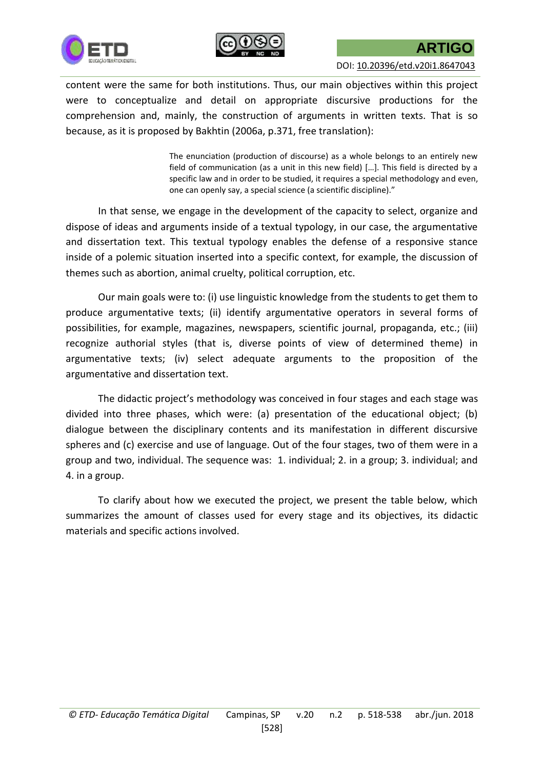content were the same for both institutions. Thus, our main objectives within this project were to conceptualize and detail on appropriate discursive productions for the comprehension and, mainly, the construction of arguments in written texts. That is so because, as it is proposed by Bakhtin (2006a, p.371, free translation):

> The enunciation (production of discourse) as a whole belongs to an entirely new field of communication (as a unit in this new field) [...]. This field is directed by a specific law and in order to be studied, it requires a special methodology and even, one can openly say, a special science (a scientific discipline)."

In that sense, we engage in the development of the capacity to select, organize and dispose of ideas and arguments inside of a textual typology, in our case, the argumentative and dissertation text. This textual typology enables the defense of a responsive stance inside of a polemic situation inserted into a specific context, for example, the discussion of themes such as abortion, animal cruelty, political corruption, etc.

Our main goals were to: (i) use linguistic knowledge from the students to get them to produce argumentative texts; (ii) identify argumentative operators in several forms of possibilities, for example, magazines, newspapers, scientific journal, propaganda, etc.; (iii) recognize authorial styles (that is, diverse points of view of determined theme) in argumentative texts; (iv) select adequate arguments to the proposition of the argumentative and dissertation text.

The didactic project's methodology was conceived in four stages and each stage was divided into three phases, which were: (a) presentation of the educational object; (b) dialogue between the disciplinary contents and its manifestation in different discursive spheres and (c) exercise and use of language. Out of the four stages, two of them were in a group and two, individual. The sequence was: 1. individual; 2. in a group; 3. individual; and 4. in a group.

To clarify about how we executed the project, we present the table below, which summarizes the amount of classes used for every stage and its objectives, its didactic materials and specific actions involved.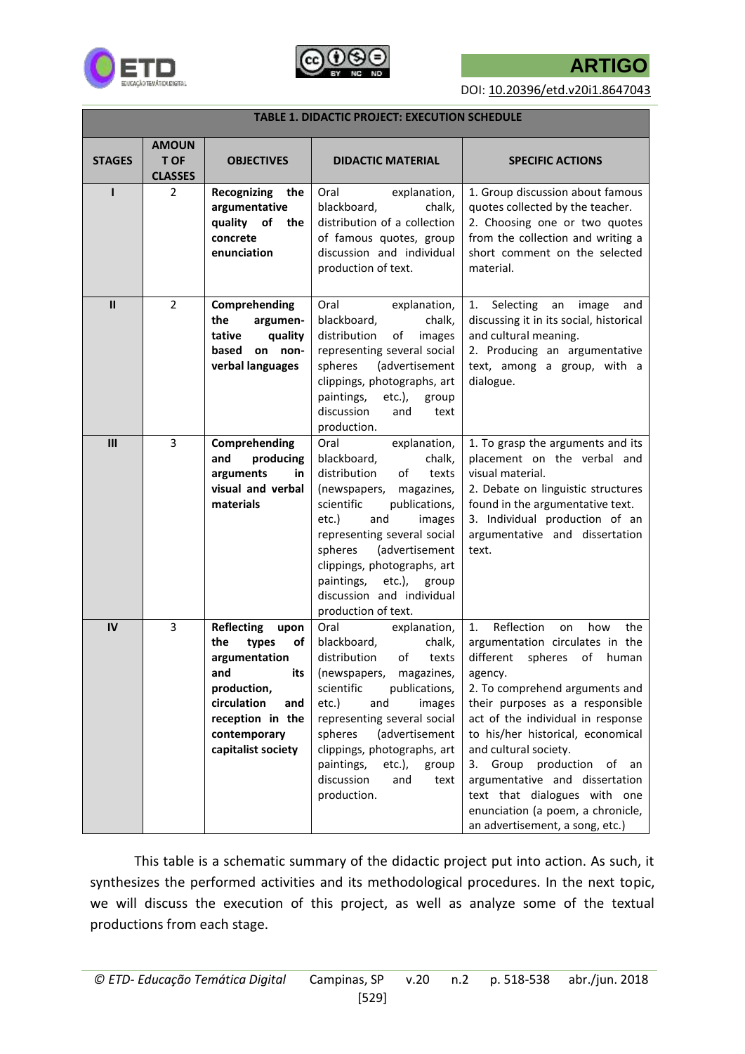| TABLE 1. DIDACTIC PROJECT: EXECUTION SCHEDULE | | | | |
|---|---|---|---|---|
| **STAGES** | **AMOUNT OF CLASSES** | **OBJECTIVES** | **DIDACTIC MATERIAL** | **SPECIFIC ACTIONS** |
| **I** | 2 | **Recognizing the argumentative quality of the concrete enunciation** | Oral explanation, blackboard, chalk, distribution of a collection of famous quotes, group discussion and individual production of text. | 1. Group discussion about famous quotes collected by the teacher. 2. Choosing one or two quotes from the collection and writing a short comment on the selected material. |
| **II** | 2 | **Comprehending the argumentative quality based on non-verbal languages** | Oral explanation, blackboard, chalk, distribution of images representing several social spheres (advertisement clippings, photographs, art paintings, etc.), group discussion and text production. | 1. Selecting an image and discussing it in its social, historical and cultural meaning. 2. Producing an argumentative text, among a group, with a dialogue. |
| **III** | 3 | **Comprehending and producing arguments in visual and verbal materials** | Oral explanation, blackboard, chalk, distribution of texts (newspapers, magazines, scientific publications, etc.) and images representing several social spheres (advertisement clippings, photographs, art paintings, etc.), group discussion and individual production of text. | 1. To grasp the arguments and its placement on the verbal and visual material. 2. Debate on linguistic structures found in the argumentative text. 3. Individual production of an argumentative and dissertation text. |
| **IV** | 3 | **Reflecting upon the types of argumentation and its production, circulation and reception in the contemporary capitalist society** | Oral explanation, blackboard, chalk, distribution of texts (newspapers, magazines, scientific publications, etc.) and images representing several social spheres (advertisement clippings, photographs, art paintings, etc.), group discussion and text production. | 1. Reflection on how the argumentation circulates in the different spheres of human agency. 2. To comprehend arguments and their purposes as a responsible act of the individual in response to his/her historical, economical and cultural society. 3. Group production of an argumentative and dissertation text that dialogues with one enunciation (a poem, a chronicle, an advertisement, a song, etc.) |

This table is a schematic summary of the didactic project put into action. As such, it synthesizes the performed activities and its methodological procedures. In the next topic, we will discuss the execution of this project, as well as analyze some of the textual productions from each stage.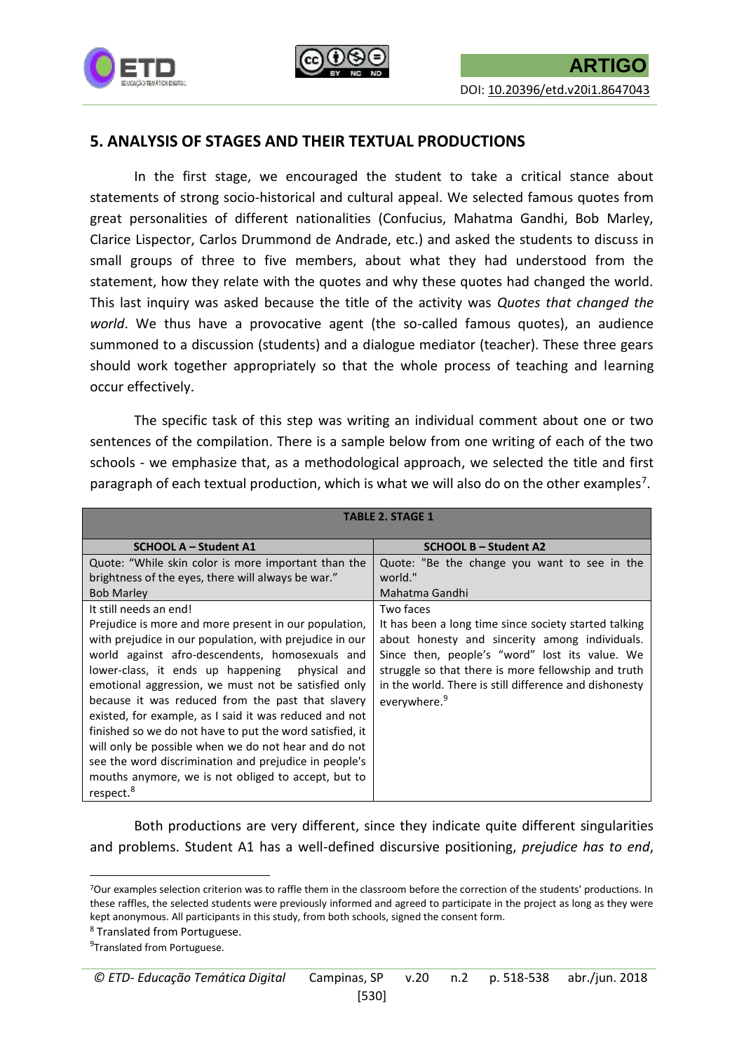## 5. ANALYSIS OF STAGES AND THEIR TEXTUAL PRODUCTIONS

In the first stage, we encouraged the student to take a critical stance about statements of strong socio-historical and cultural appeal. We selected famous quotes from great personalities of different nationalities (Confucius, Mahatma Gandhi, Bob Marley, Clarice Lispector, Carlos Drummond de Andrade, etc.) and asked the students to discuss in small groups of three to five members, about what they had understood from the statement, how they relate with the quotes and why these quotes had changed the world. This last inquiry was asked because the title of the activity was *Quotes that changed the world*. We thus have a provocative agent (the so-called famous quotes), an audience summoned to a discussion (students) and a dialogue mediator (teacher). These three gears should work together appropriately so that the whole process of teaching and learning occur effectively.

The specific task of this step was writing an individual comment about one or two sentences of the compilation. There is a sample below from one writing of each of the two schools - we emphasize that, as a methodological approach, we selected the title and first paragraph of each textual production, which is what we will also do on the other examples[7].

**TABLE 2. STAGE 1**

| SCHOOL A – Student A1 | SCHOOL B – Student A2 |
|---|---|
| Quote: "While skin color is more important than the brightness of the eyes, there will always be war." Bob Marley | Quote: "Be the change you want to see in the world." Mahatma Gandhi |
| It still needs an end! Prejudice is more and more present in our population, with prejudice in our population, with prejudice in our world against afro-descendents, homosexuals and lower-class, it ends up happening physical and emotional aggression, we must not be satisfied only because it was reduced from the past that slavery existed, for example, as I said it was reduced and not finished so we do not have to put the word satisfied, it will only be possible when we do not hear and do not see the word discrimination and prejudice in people's mouths anymore, we is not obliged to accept, but to respect.[8] | Two faces It has been a long time since society started talking about honesty and sincerity among individuals. Since then, people's "word" lost its value. We struggle so that there is more fellowship and truth in the world. There is still difference and dishonesty everywhere.[9] |

Both productions are very different, since they indicate quite different singularities and problems. Student A1 has a well-defined discursive positioning, *prejudice has to end*,

---

[7] Our examples selection criterion was to raffle them in the classroom before the correction of the students' productions. In these raffles, the selected students were previously informed and agreed to participate in the project as long as they were kept anonymous. All participants in this study, from both schools, signed the consent form.

[8] Translated from Portuguese.

[9] Translated from Portuguese.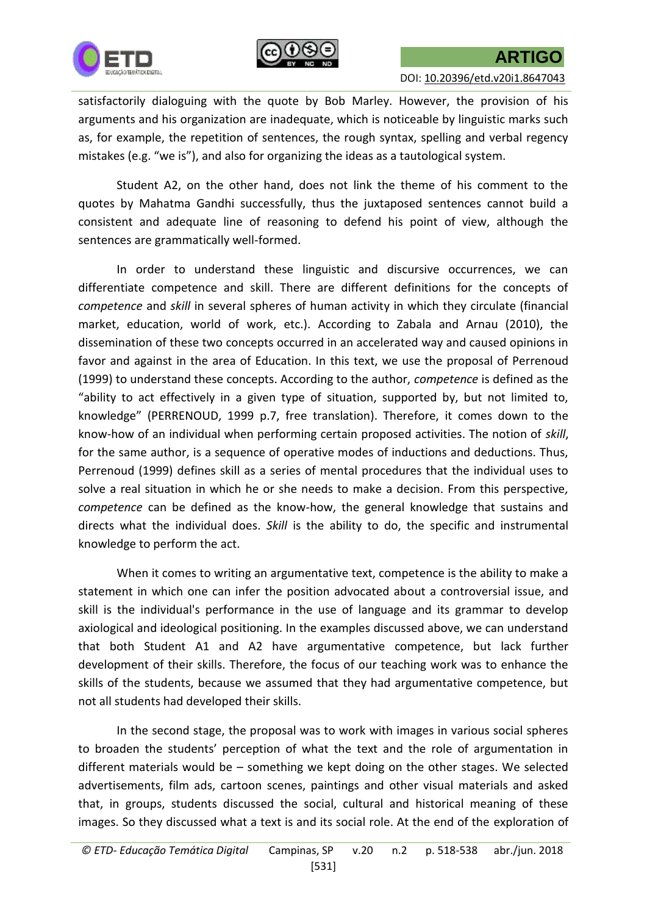satisfactorily dialoguing with the quote by Bob Marley. However, the provision of his arguments and his organization are inadequate, which is noticeable by linguistic marks such as, for example, the repetition of sentences, the rough syntax, spelling and verbal regency mistakes (e.g. "we is"), and also for organizing the ideas as a tautological system.

Student A2, on the other hand, does not link the theme of his comment to the quotes by Mahatma Gandhi successfully, thus the juxtaposed sentences cannot build a consistent and adequate line of reasoning to defend his point of view, although the sentences are grammatically well-formed.

In order to understand these linguistic and discursive occurrences, we can differentiate competence and skill. There are different definitions for the concepts of *competence* and *skill* in several spheres of human activity in which they circulate (financial market, education, world of work, etc.). According to Zabala and Arnau (2010), the dissemination of these two concepts occurred in an accelerated way and caused opinions in favor and against in the area of Education. In this text, we use the proposal of Perrenoud (1999) to understand these concepts. According to the author, *competence* is defined as the "ability to act effectively in a given type of situation, supported by, but not limited to, knowledge" (PERRENOUD, 1999 p.7, free translation). Therefore, it comes down to the know-how of an individual when performing certain proposed activities. The notion of *skill*, for the same author, is a sequence of operative modes of inductions and deductions. Thus, Perrenoud (1999) defines skill as a series of mental procedures that the individual uses to solve a real situation in which he or she needs to make a decision. From this perspective, *competence* can be defined as the know-how, the general knowledge that sustains and directs what the individual does. *Skill* is the ability to do, the specific and instrumental knowledge to perform the act.

When it comes to writing an argumentative text, competence is the ability to make a statement in which one can infer the position advocated about a controversial issue, and skill is the individual's performance in the use of language and its grammar to develop axiological and ideological positioning. In the examples discussed above, we can understand that both Student A1 and A2 have argumentative competence, but lack further development of their skills. Therefore, the focus of our teaching work was to enhance the skills of the students, because we assumed that they had argumentative competence, but not all students had developed their skills.

In the second stage, the proposal was to work with images in various social spheres to broaden the students' perception of what the text and the role of argumentation in different materials would be – something we kept doing on the other stages. We selected advertisements, film ads, cartoon scenes, paintings and other visual materials and asked that, in groups, students discussed the social, cultural and historical meaning of these images. So they discussed what a text is and its social role. At the end of the exploration of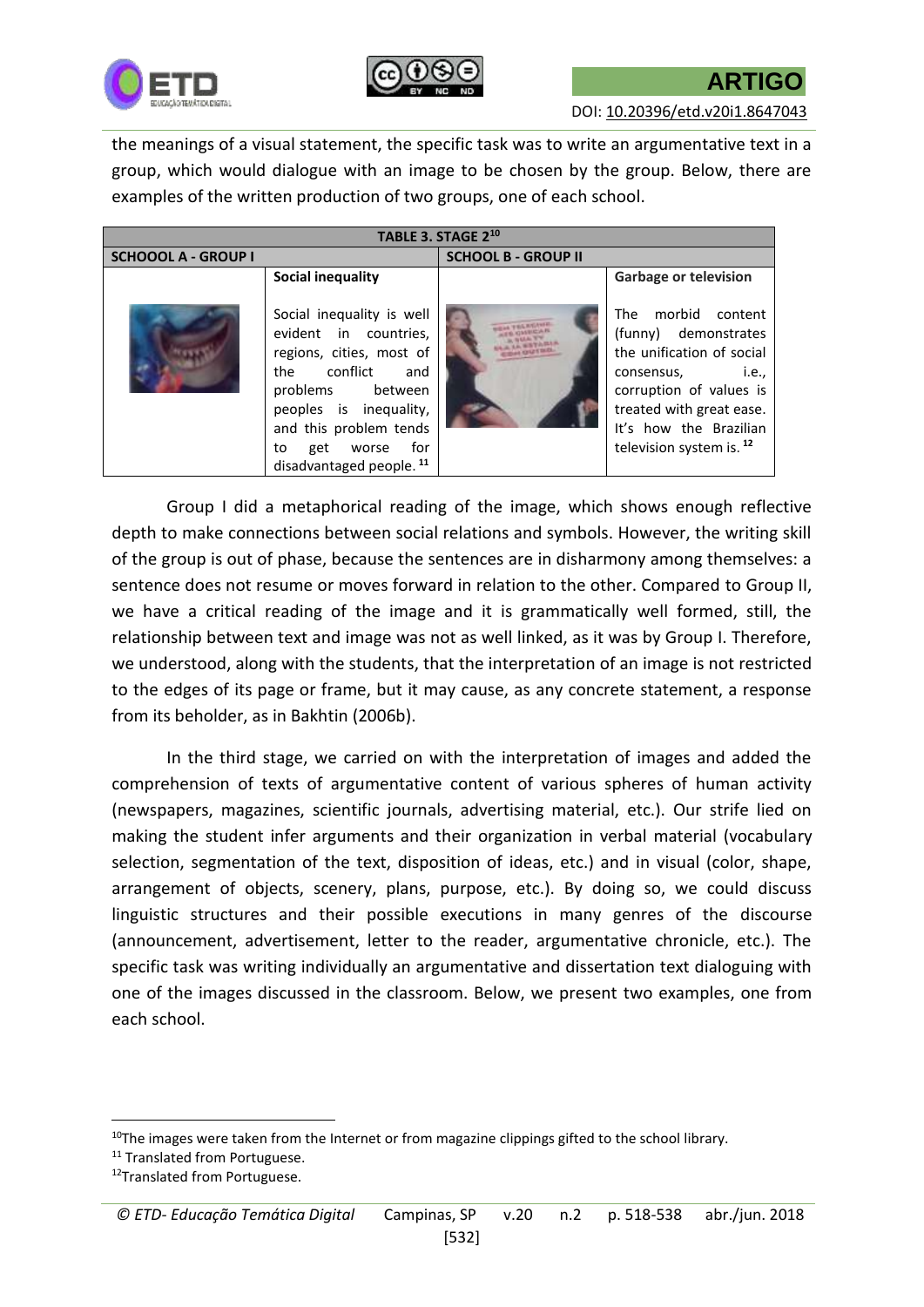the meanings of a visual statement, the specific task was to write an argumentative text in a group, which would dialogue with an image to be chosen by the group. Below, there are examples of the written production of two groups, one of each school.

| TABLE 3. STAGE 2[10] | | | |
|---|---|---|---|
| **SCHOOOL A - GROUP I** | | **SCHOOL B - GROUP II** | |
| | **Social inequality**<br><br>Social inequality is well evident in countries, regions, cities, most of the conflict and problems between peoples is inequality, and this problem tends to get worse for disadvantaged people. [11] | | **Garbage or television**<br><br>The morbid content (funny) demonstrates the unification of social consensus, i.e., corruption of values is treated with great ease. It's how the Brazilian television system is. [12] |

Group I did a metaphorical reading of the image, which shows enough reflective depth to make connections between social relations and symbols. However, the writing skill of the group is out of phase, because the sentences are in disharmony among themselves: a sentence does not resume or moves forward in relation to the other. Compared to Group II, we have a critical reading of the image and it is grammatically well formed, still, the relationship between text and image was not as well linked, as it was by Group I. Therefore, we understood, along with the students, that the interpretation of an image is not restricted to the edges of its page or frame, but it may cause, as any concrete statement, a response from its beholder, as in Bakhtin (2006b).

In the third stage, we carried on with the interpretation of images and added the comprehension of texts of argumentative content of various spheres of human activity (newspapers, magazines, scientific journals, advertising material, etc.). Our strife lied on making the student infer arguments and their organization in verbal material (vocabulary selection, segmentation of the text, disposition of ideas, etc.) and in visual (color, shape, arrangement of objects, scenery, plans, purpose, etc.). By doing so, we could discuss linguistic structures and their possible executions in many genres of the discourse (announcement, advertisement, letter to the reader, argumentative chronicle, etc.). The specific task was writing individually an argumentative and dissertation text dialoguing with one of the images discussed in the classroom. Below, we present two examples, one from each school.

---

[10] The images were taken from the Internet or from magazine clippings gifted to the school library.

[11] Translated from Portuguese.

[12] Translated from Portuguese.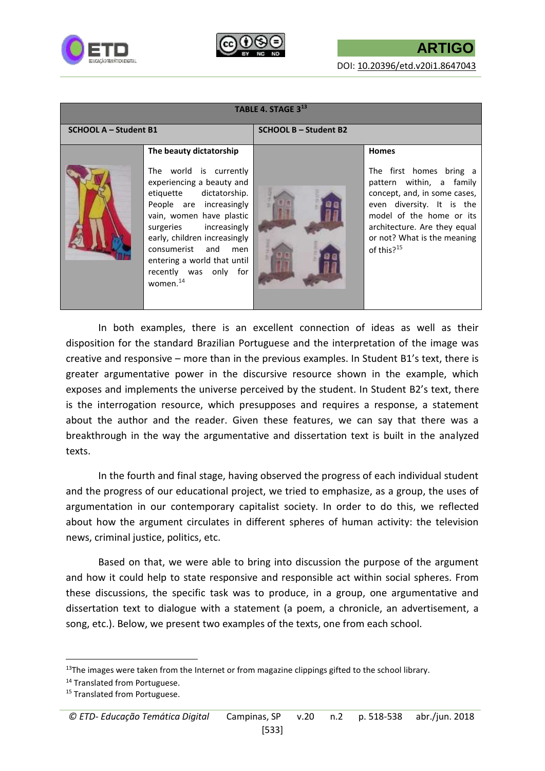| TABLE 4. STAGE 3[13] | | | |
|---|---|---|---|
| **SCHOOL A – Student B1** | | **SCHOOL B – Student B2** | |
| | **The beauty dictatorship**<br><br>The world is currently experiencing a beauty and etiquette dictatorship. People are increasingly vain, women have plastic surgeries increasingly early, children increasingly consumerist and men entering a world that until recently was only for women.[14] | | **Homes**<br><br>The first homes bring a pattern within, a family concept, and, in some cases, even diversity. It is the model of the home or its architecture. Are they equal or not? What is the meaning of this?[15] |

In both examples, there is an excellent connection of ideas as well as their disposition for the standard Brazilian Portuguese and the interpretation of the image was creative and responsive – more than in the previous examples. In Student B1's text, there is greater argumentative power in the discursive resource shown in the example, which exposes and implements the universe perceived by the student. In Student B2's text, there is the interrogation resource, which presupposes and requires a response, a statement about the author and the reader. Given these features, we can say that there was a breakthrough in the way the argumentative and dissertation text is built in the analyzed texts.

In the fourth and final stage, having observed the progress of each individual student and the progress of our educational project, we tried to emphasize, as a group, the uses of argumentation in our contemporary capitalist society. In order to do this, we reflected about how the argument circulates in different spheres of human activity: the television news, criminal justice, politics, etc.

Based on that, we were able to bring into discussion the purpose of the argument and how it could help to state responsive and responsible act within social spheres. From these discussions, the specific task was to produce, in a group, one argumentative and dissertation text to dialogue with a statement (a poem, a chronicle, an advertisement, a song, etc.). Below, we present two examples of the texts, one from each school.

---

[13] The images were taken from the Internet or from magazine clippings gifted to the school library.

[14] Translated from Portuguese.

[15] Translated from Portuguese.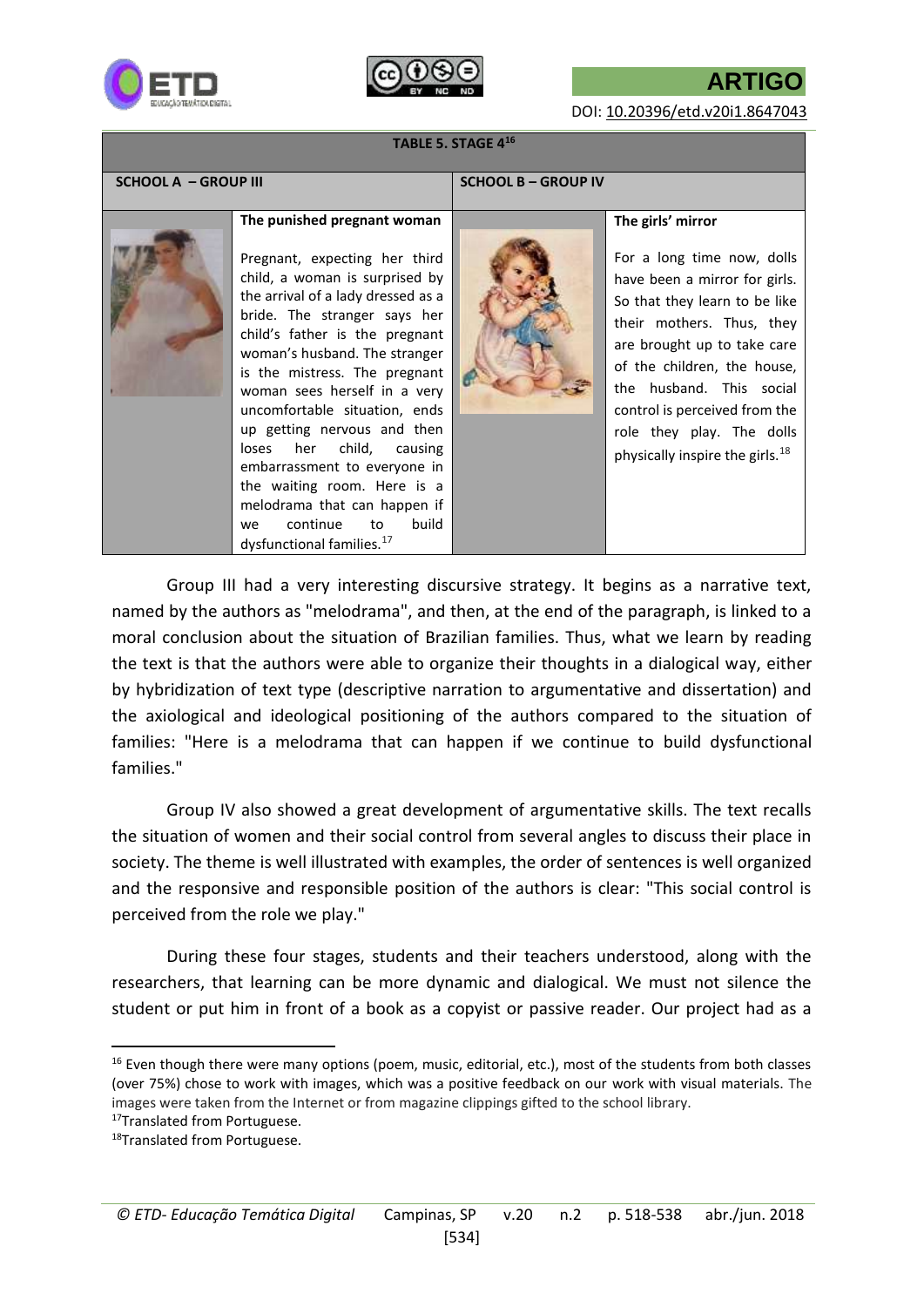**TABLE 5. STAGE 4**[16]

| SCHOOL A – GROUP III | | SCHOOL B – GROUP IV | |
|---|---|---|---|
| | **The punished pregnant woman**<br><br>Pregnant, expecting her third child, a woman is surprised by the arrival of a lady dressed as a bride. The stranger says her child's father is the pregnant woman's husband. The stranger is the mistress. The pregnant woman sees herself in a very uncomfortable situation, ends up getting nervous and then loses her child, causing embarrassment to everyone in the waiting room. Here is a melodrama that can happen if we continue to build dysfunctional families.[17] | | **The girls' mirror**<br><br>For a long time now, dolls have been a mirror for girls. So that they learn to be like their mothers. Thus, they are brought up to take care of the children, the house, the husband. This social control is perceived from the role they play. The dolls physically inspire the girls.[18] |

Group III had a very interesting discursive strategy. It begins as a narrative text, named by the authors as "melodrama", and then, at the end of the paragraph, is linked to a moral conclusion about the situation of Brazilian families. Thus, what we learn by reading the text is that the authors were able to organize their thoughts in a dialogical way, either by hybridization of text type (descriptive narration to argumentative and dissertation) and the axiological and ideological positioning of the authors compared to the situation of families: "Here is a melodrama that can happen if we continue to build dysfunctional families."

Group IV also showed a great development of argumentative skills. The text recalls the situation of women and their social control from several angles to discuss their place in society. The theme is well illustrated with examples, the order of sentences is well organized and the responsive and responsible position of the authors is clear: "This social control is perceived from the role we play."

During these four stages, students and their teachers understood, along with the researchers, that learning can be more dynamic and dialogical. We must not silence the student or put him in front of a book as a copyist or passive reader. Our project had as a

---

[16] Even though there were many options (poem, music, editorial, etc.), most of the students from both classes (over 75%) chose to work with images, which was a positive feedback on our work with visual materials. The images were taken from the Internet or from magazine clippings gifted to the school library.

[17] Translated from Portuguese.

[18] Translated from Portuguese.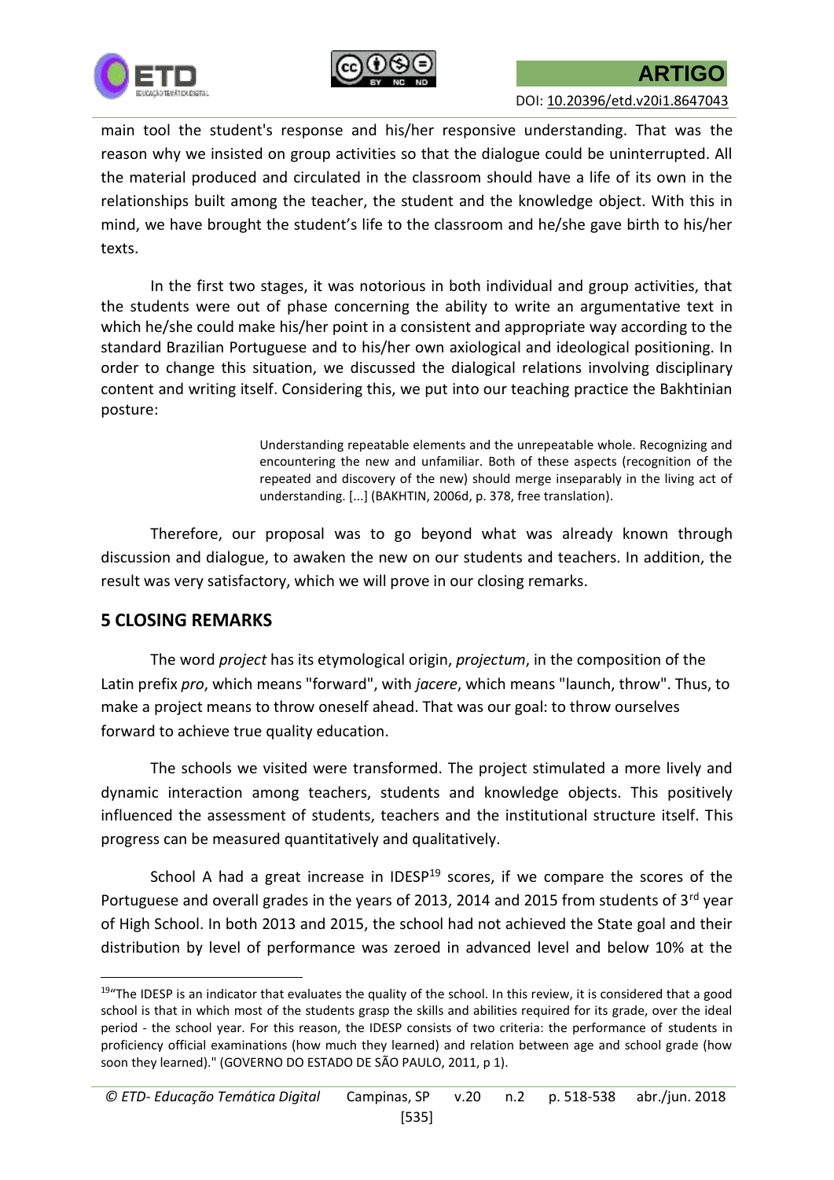main tool the student's response and his/her responsive understanding. That was the reason why we insisted on group activities so that the dialogue could be uninterrupted. All the material produced and circulated in the classroom should have a life of its own in the relationships built among the teacher, the student and the knowledge object. With this in mind, we have brought the student's life to the classroom and he/she gave birth to his/her texts.

In the first two stages, it was notorious in both individual and group activities, that the students were out of phase concerning the ability to write an argumentative text in which he/she could make his/her point in a consistent and appropriate way according to the standard Brazilian Portuguese and to his/her own axiological and ideological positioning. In order to change this situation, we discussed the dialogical relations involving disciplinary content and writing itself. Considering this, we put into our teaching practice the Bakhtinian posture:

> Understanding repeatable elements and the unrepeatable whole. Recognizing and encountering the new and unfamiliar. Both of these aspects (recognition of the repeated and discovery of the new) should merge inseparably in the living act of understanding. [...] (BAKHTIN, 2006d, p. 378, free translation).

Therefore, our proposal was to go beyond what was already known through discussion and dialogue, to awaken the new on our students and teachers. In addition, the result was very satisfactory, which we will prove in our closing remarks.

## 5 CLOSING REMARKS

The word *project* has its etymological origin, *projectum*, in the composition of the Latin prefix *pro*, which means "forward", with *jacere*, which means "launch, throw". Thus, to make a project means to throw oneself ahead. That was our goal: to throw ourselves forward to achieve true quality education.

The schools we visited were transformed. The project stimulated a more lively and dynamic interaction among teachers, students and knowledge objects. This positively influenced the assessment of students, teachers and the institutional structure itself. This progress can be measured quantitatively and qualitatively.

School A had a great increase in IDESP[19] scores, if we compare the scores of the Portuguese and overall grades in the years of 2013, 2014 and 2015 from students of 3rd year of High School. In both 2013 and 2015, the school had not achieved the State goal and their distribution by level of performance was zeroed in advanced level and below 10% at the

---

[19] "The IDESP is an indicator that evaluates the quality of the school. In this review, it is considered that a good school is that in which most of the students grasp the skills and abilities required for its grade, over the ideal period - the school year. For this reason, the IDESP consists of two criteria: the performance of students in proficiency official examinations (how much they learned) and relation between age and school grade (how soon they learned)." (GOVERNO DO ESTADO DE SÃO PAULO, 2011, p 1).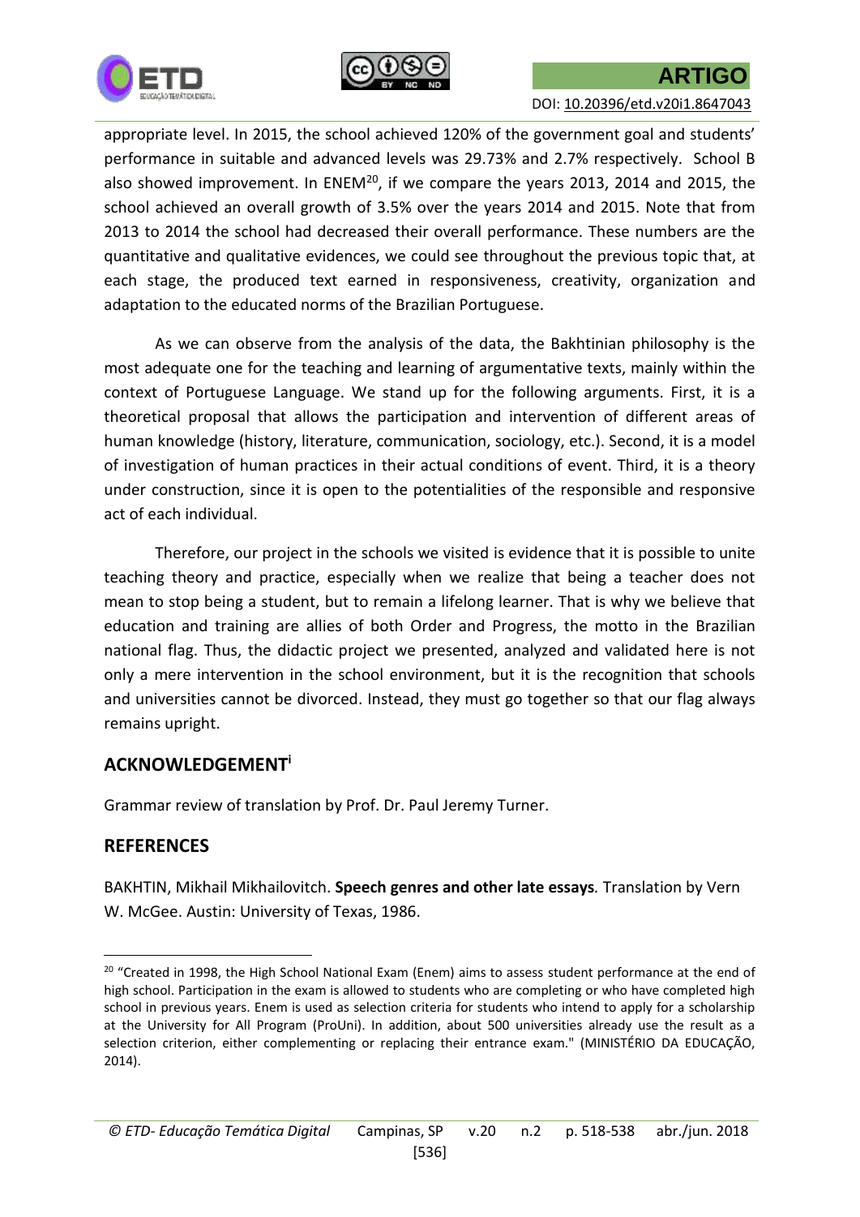appropriate level. In 2015, the school achieved 120% of the government goal and students' performance in suitable and advanced levels was 29.73% and 2.7% respectively. School B also showed improvement. In ENEM[20], if we compare the years 2013, 2014 and 2015, the school achieved an overall growth of 3.5% over the years 2014 and 2015. Note that from 2013 to 2014 the school had decreased their overall performance. These numbers are the quantitative and qualitative evidences, we could see throughout the previous topic that, at each stage, the produced text earned in responsiveness, creativity, organization and adaptation to the educated norms of the Brazilian Portuguese.

As we can observe from the analysis of the data, the Bakhtinian philosophy is the most adequate one for the teaching and learning of argumentative texts, mainly within the context of Portuguese Language. We stand up for the following arguments. First, it is a theoretical proposal that allows the participation and intervention of different areas of human knowledge (history, literature, communication, sociology, etc.). Second, it is a model of investigation of human practices in their actual conditions of event. Third, it is a theory under construction, since it is open to the potentialities of the responsible and responsive act of each individual.

Therefore, our project in the schools we visited is evidence that it is possible to unite teaching theory and practice, especially when we realize that being a teacher does not mean to stop being a student, but to remain a lifelong learner. That is why we believe that education and training are allies of both Order and Progress, the motto in the Brazilian national flag. Thus, the didactic project we presented, analyzed and validated here is not only a mere intervention in the school environment, but it is the recognition that schools and universities cannot be divorced. Instead, they must go together so that our flag always remains upright.

## ACKNOWLEDGEMENT[i]

Grammar review of translation by Prof. Dr. Paul Jeremy Turner.

## REFERENCES

BAKHTIN, Mikhail Mikhailovitch. **Speech genres and other late essays***.* Translation by Vern W. McGee. Austin: University of Texas, 1986.

---

[20] "Created in 1998, the High School National Exam (Enem) aims to assess student performance at the end of high school. Participation in the exam is allowed to students who are completing or who have completed high school in previous years. Enem is used as selection criteria for students who intend to apply for a scholarship at the University for All Program (ProUni). In addition, about 500 universities already use the result as a selection criterion, either complementing or replacing their entrance exam." (MINISTÉRIO DA EDUCAÇÃO, 2014).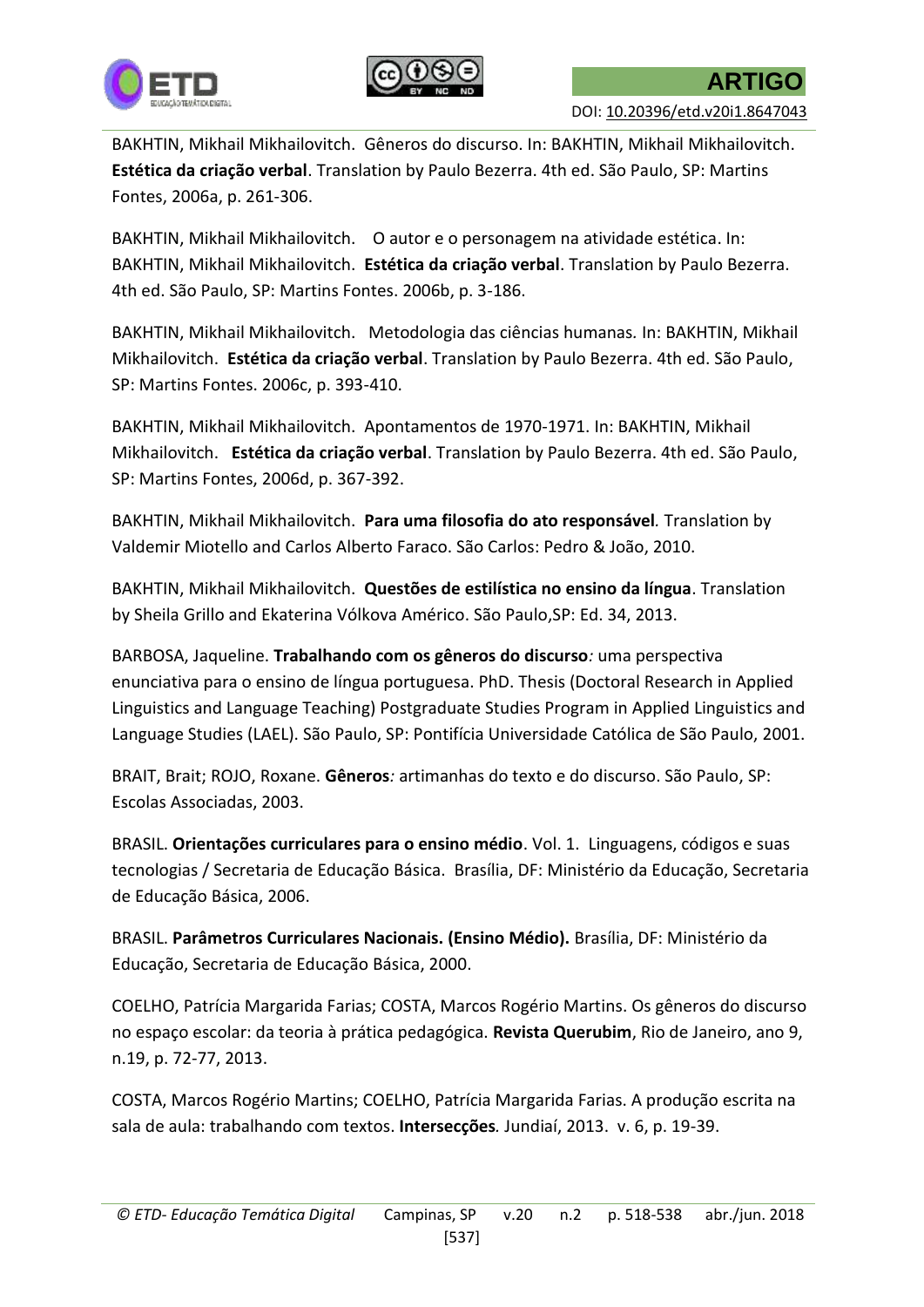BAKHTIN, Mikhail Mikhailovitch. Gêneros do discurso. In: BAKHTIN, Mikhail Mikhailovitch. **Estética da criação verbal**. Translation by Paulo Bezerra. 4th ed. São Paulo, SP: Martins Fontes, 2006a, p. 261-306.

BAKHTIN, Mikhail Mikhailovitch. O autor e o personagem na atividade estética. In: BAKHTIN, Mikhail Mikhailovitch. **Estética da criação verbal**. Translation by Paulo Bezerra. 4th ed. São Paulo, SP: Martins Fontes. 2006b, p. 3-186.

BAKHTIN, Mikhail Mikhailovitch. Metodologia das ciências humanas. In: BAKHTIN, Mikhail Mikhailovitch. **Estética da criação verbal**. Translation by Paulo Bezerra. 4th ed. São Paulo, SP: Martins Fontes. 2006c, p. 393-410.

BAKHTIN, Mikhail Mikhailovitch. Apontamentos de 1970-1971. In: BAKHTIN, Mikhail Mikhailovitch. **Estética da criação verbal**. Translation by Paulo Bezerra. 4th ed. São Paulo, SP: Martins Fontes, 2006d, p. 367-392.

BAKHTIN, Mikhail Mikhailovitch. **Para uma filosofia do ato responsável***.* Translation by Valdemir Miotello and Carlos Alberto Faraco. São Carlos: Pedro & João, 2010.

BAKHTIN, Mikhail Mikhailovitch. **Questões de estilística no ensino da língua**. Translation by Sheila Grillo and Ekaterina Vólkova Américo. São Paulo,SP: Ed. 34, 2013.

BARBOSA, Jaqueline. **Trabalhando com os gêneros do discurso***:* uma perspectiva enunciativa para o ensino de língua portuguesa. PhD. Thesis (Doctoral Research in Applied Linguistics and Language Teaching) Postgraduate Studies Program in Applied Linguistics and Language Studies (LAEL). São Paulo, SP: Pontifícia Universidade Católica de São Paulo, 2001.

BRAIT, Brait; ROJO, Roxane. **Gêneros***:* artimanhas do texto e do discurso. São Paulo, SP: Escolas Associadas, 2003.

BRASIL. **Orientações curriculares para o ensino médio**. Vol. 1. Linguagens, códigos e suas tecnologias / Secretaria de Educação Básica. Brasília, DF: Ministério da Educação, Secretaria de Educação Básica, 2006.

BRASIL. **Parâmetros Curriculares Nacionais. (Ensino Médio).** Brasília, DF: Ministério da Educação, Secretaria de Educação Básica, 2000.

COELHO, Patrícia Margarida Farias; COSTA, Marcos Rogério Martins. Os gêneros do discurso no espaço escolar: da teoria à prática pedagógica. **Revista Querubim**, Rio de Janeiro, ano 9, n.19, p. 72-77, 2013.

COSTA, Marcos Rogério Martins; COELHO, Patrícia Margarida Farias. A produção escrita na sala de aula: trabalhando com textos. **Intersecções***.* Jundiaí, 2013. v. 6, p. 19-39.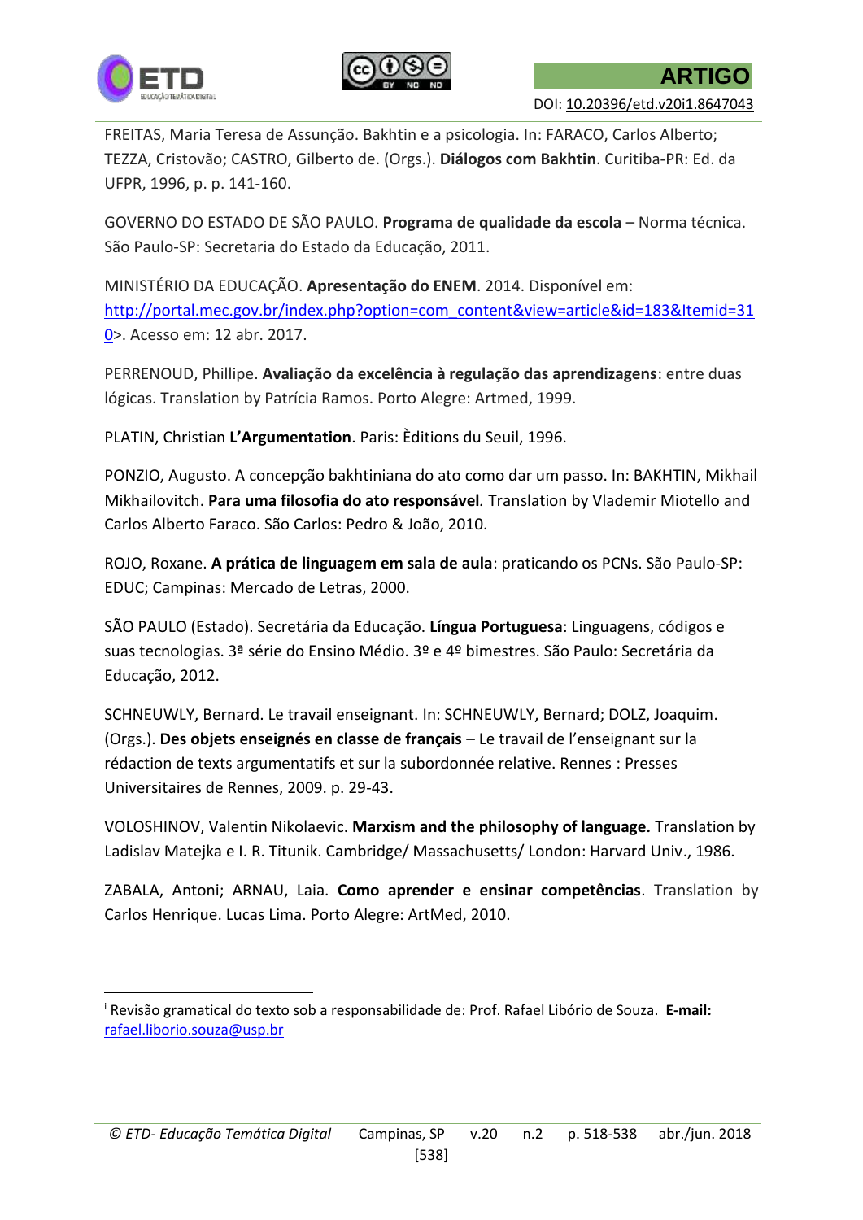FREITAS, Maria Teresa de Assunção. Bakhtin e a psicologia. In: FARACO, Carlos Alberto; TEZZA, Cristovão; CASTRO, Gilberto de. (Orgs.). **Diálogos com Bakhtin**. Curitiba-PR: Ed. da UFPR, 1996, p. p. 141-160.

GOVERNO DO ESTADO DE SÃO PAULO. **Programa de qualidade da escola** – Norma técnica. São Paulo-SP: Secretaria do Estado da Educação, 2011.

MINISTÉRIO DA EDUCAÇÃO. **Apresentação do ENEM**. 2014. Disponível em: http://portal.mec.gov.br/index.php?option=com_content&view=article&id=183&Itemid=310>. Acesso em: 12 abr. 2017.

PERRENOUD, Phillipe. **Avaliação da excelência à regulação das aprendizagens**: entre duas lógicas. Translation by Patrícia Ramos. Porto Alegre: Artmed, 1999.

PLATIN, Christian **L'Argumentation**. Paris: Èditions du Seuil, 1996.

PONZIO, Augusto. A concepção bakhtiniana do ato como dar um passo. In: BAKHTIN, Mikhail Mikhailovitch. **Para uma filosofia do ato responsável**. Translation by Vlademir Miotello and Carlos Alberto Faraco. São Carlos: Pedro & João, 2010.

ROJO, Roxane. **A prática de linguagem em sala de aula**: praticando os PCNs. São Paulo-SP: EDUC; Campinas: Mercado de Letras, 2000.

SÃO PAULO (Estado). Secretária da Educação. **Língua Portuguesa**: Linguagens, códigos e suas tecnologias. 3ª série do Ensino Médio. 3º e 4º bimestres. São Paulo: Secretária da Educação, 2012.

SCHNEUWLY, Bernard. Le travail enseignant. In: SCHNEUWLY, Bernard; DOLZ, Joaquim. (Orgs.). **Des objets enseignés en classe de français** – Le travail de l'enseignant sur la rédaction de texts argumentatifs et sur la subordonnée relative. Rennes : Presses Universitaires de Rennes, 2009. p. 29-43.

VOLOSHINOV, Valentin Nikolaevic. **Marxism and the philosophy of language.** Translation by Ladislav Matejka e I. R. Titunik. Cambridge/ Massachusetts/ London: Harvard Univ., 1986.

ZABALA, Antoni; ARNAU, Laia. **Como aprender e ensinar competências**. Translation by Carlos Henrique. Lucas Lima. Porto Alegre: ArtMed, 2010.

---

[i] Revisão gramatical do texto sob a responsabilidade de: Prof. Rafael Libório de Souza. **E-mail:** rafael.liborio.souza@usp.br